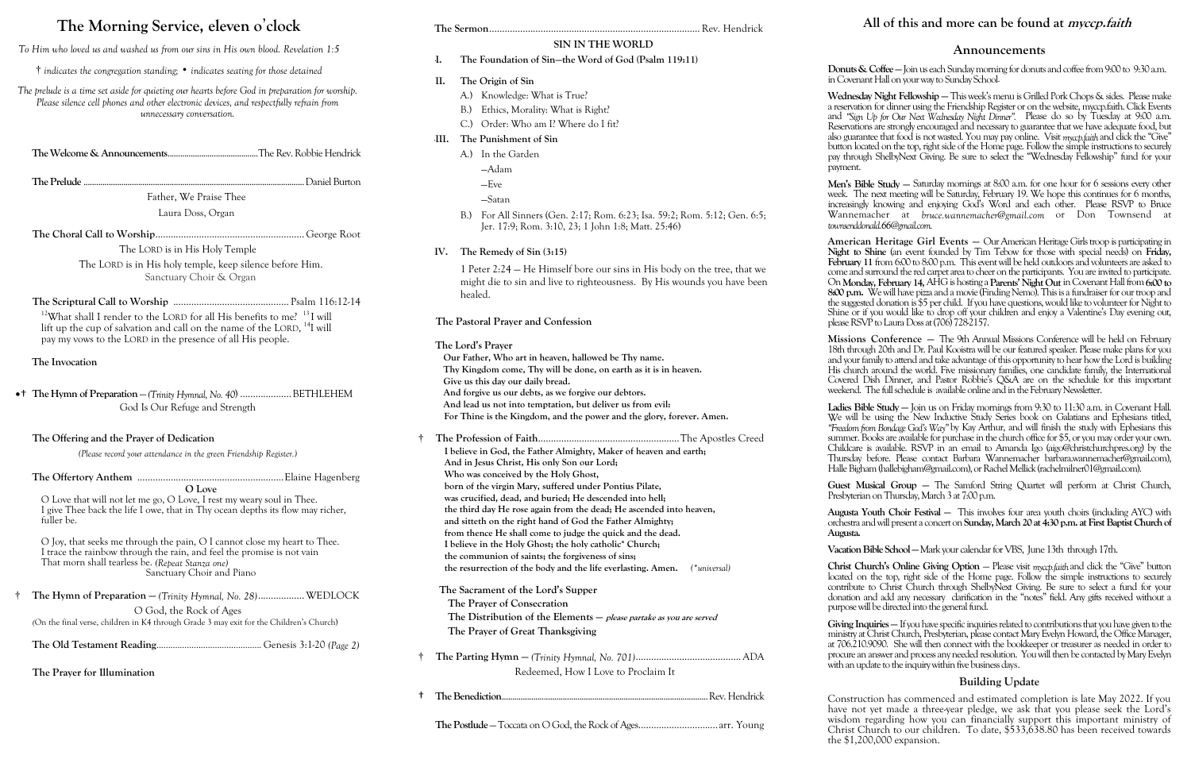# The Morning Service, eleven o'clock

*To Him who loved us and washed us from our sins in His own blood. Revelation 1:5*

*† indicates the congregation standing; • indicates seating for those detained*

*The prelude is a time set aside for quieting our hearts before God in preparation for worship. Please silence cell phones and other electronic devices, and respectfully refrain from unnecessary conversation.*

**The Welcome & Announcements**..........The Rev. Robbie Hendrick

**The Prelude**..........Daniel Burton

Father, We Praise Thee

Laura Doss, Organ

**The Choral Call to Worship**..........George Root

The LORD is in His Holy Temple

The LORD is in His holy temple, keep silence before Him.

Sanctuary Choir & Organ

**The Scriptural Call to Worship**..........Psalm 116:12-14

[12]What shall I render to the LORD for all His benefits to me? [13]I will lift up the cup of salvation and call on the name of the LORD, [14]I will pay my vows to the LORD in the presence of all His people.

**The Invocation**

•† **The Hymn of Preparation** — *(Trinity Hymnal, No. 40)*..........BETHLEHEM

God Is Our Refuge and Strength

**The Offering and the Prayer of Dedication**

*(Please record your attendance in the green Friendship Register.)*

**The Offertory Anthem**..........Elaine Hagenberg

**O Love**

O Love that will not let me go, O Love, I rest my weary soul in Thee.
I give Thee back the life I owe, that in Thy ocean depths its flow may richer, fuller be.

O Joy, that seeks me through the pain, O I cannot close my heart to Thee.
I trace the rainbow through the rain, and feel the promise is not vain
That morn shall tearless be. *(Repeat Stanza one)*

Sanctuary Choir and Piano

† **The Hymn of Preparation** — *(Trinity Hymnal, No. 28)*..........WEDLOCK

O God, the Rock of Ages

(On the final verse, children in K4 through Grade 3 may exit for the Children's Church)

**The Old Testament Reading**..........Genesis 3:1-20 *(Page 2)*

**The Prayer for Illumination**

**The Sermon**..........Rev. Hendrick

**SIN IN THE WORLD**

I. **The Foundation of Sin—the Word of God (Psalm 119:11)**

II. **The Origin of Sin**
   - A.) Knowledge: What is True?
   - B.) Ethics, Morality: What is Right?
   - C.) Order: Who am I? Where do I fit?

III. **The Punishment of Sin**
   - A.) In the Garden
     - —Adam
     - —Eve
     - —Satan
   - B.) For All Sinners (Gen. 2:17; Rom. 6:23; Isa. 59:2; Rom. 5:12; Gen. 6:5; Jer. 17:9; Rom. 3:10, 23; 1 John 1:8; Matt. 25:46)

IV. **The Remedy of Sin (3:15)**

1 Peter 2:24 — He Himself bore our sins in His body on the tree, that we might die to sin and live to righteousness. By His wounds you have been healed.

**The Pastoral Prayer and Confession**

**The Lord's Prayer**

**Our Father, Who art in heaven, hallowed be Thy name.
Thy Kingdom come, Thy will be done, on earth as it is in heaven.
Give us this day our daily bread.
And forgive us our debts, as we forgive our debtors.
And lead us not into temptation, but deliver us from evil:
For Thine is the Kingdom, and the power and the glory, forever. Amen.**

† **The Profession of Faith**..........The Apostles Creed

**I believe in God, the Father Almighty, Maker of heaven and earth;
And in Jesus Christ, His only Son our Lord;
Who was conceived by the Holy Ghost,
born of the virgin Mary, suffered under Pontius Pilate,
was crucified, dead, and buried; He descended into hell;
the third day He rose again from the dead; He ascended into heaven,
and sitteth on the right hand of God the Father Almighty;
from thence He shall come to judge the quick and the dead.
I believe in the Holy Ghost; the holy catholic\* Church;
the communion of saints; the forgiveness of sins;
the resurrection of the body and the life everlasting. Amen.** *(\*universal)*

**The Sacrament of the Lord's Supper**

**The Prayer of Consecration**

**The Distribution of the Elements** — *please partake as you are served*

**The Prayer of Great Thanksgiving**

† **The Parting Hymn** — *(Trinity Hymnal, No. 701)*..........ADA

Redeemed, How I Love to Proclaim It

† **The Benediction**..........Rev. Hendrick

**The Postlude** — Toccata on O God, the Rock of Ages..........arr. Young

## All of this and more can be found at *myccp.faith*

## Announcements

**Donuts & Coffee** — Join us each Sunday morning for donuts and coffee from 9:00 to 9:30 a.m. in Covenant Hall on your way to Sunday School.

**Wednesday Night Fellowship** — This week's menu is Grilled Pork Chops & sides. Please make a reservation for dinner using the Friendship Register or on the website, myccp.faith. Click Events and *"Sign Up for Our Next Wednesday Night Dinner"*. Please do so by Tuesday at 9:00 a.m. Reservations are strongly encouraged and necessary to guarantee that we have adequate food, but also guarantee that food is not wasted. You may pay online. Visit *myccp.faith* and click the "Give" button located on the top, right side of the Home page. Follow the simple instructions to securely pay through ShelbyNext Giving. Be sure to select the "Wednesday Fellowship" fund for your payment.

**Men's Bible Study** — Saturday mornings at 8:00 a.m. for one hour for 6 sessions every other week. The next meeting will be Saturday, February 19. We hope this continues for 6 months, increasingly knowing and enjoying God's Word and each other. Please RSVP to Bruce Wannemacher at *bruce.wannemacher@gmail.com* or Don Townsend at *townsenddonald.66@gmail.com*.

**American Heritage Girl Events** — Our American Heritage Girls troop is participating in **Night to Shine** (an event founded by Tim Tebow for those with special needs) on **Friday, February 11** from 6:00 to 8:00 p.m. This event will be held outdoors and volunteers are asked to come and surround the red carpet area to cheer on the participants. You are invited to participate. On **Monday, February 14,** AHG is hosting a **Parents' Night Out** in Covenant Hall from **6:00 to 8:00 p.m.** We will have pizza and a movie (Finding Nemo). This is a fundraiser for our troop and the suggested donation is $5 per child. If you have questions, would like to volunteer for Night to Shine or if you would like to drop off your children and enjoy a Valentine's Day evening out, please RSVP to Laura Doss at (706) 728-2157.

**Missions Conference** — The 9th Annual Missions Conference will be held on February 18th through 20th and Dr. Paul Kooistra will be our featured speaker. Please make plans for you and your family to attend and take advantage of this opportunity to hear how the Lord is building His church around the world. Five missionary families, one candidate family, the International Covered Dish Dinner, and Pastor Robbie's Q&A are on the schedule for this important weekend. The full schedule is available online and in the February Newsletter.

**Ladies Bible Study** — Join us on Friday mornings from 9:30 to 11:30 a.m. in Covenant Hall. We will be using the New Inductive Study Series book on Galatians and Ephesians titled, *"Freedom from Bondage God's Way"* by Kay Arthur, and will finish the study with Ephesians this summer. Books are available for purchase in the church office for $5, or you may order your own. Childcare is available. RSVP in an email to Amanda Igo (aigo@christchurchpres.org) by the Thursday before. Please contact Barbara Wannemacher barbara.wannemacher@gmail.com), Halle Bigham (hallebigham@gmail.com), or Rachel Mellick (rachelmilner01@gmail.com).

**Guest Musical Group** — The Samford String Quartet will perform at Christ Church, Presbyterian on Thursday, March 3 at 7:00 p.m.

**Augusta Youth Choir Festival** — This involves four area youth choirs (including AYC) with orchestra and will present a concert on **Sunday, March 20 at 4:30 p.m. at First Baptist Church of Augusta.**

**Vacation Bible School** — Mark your calendar for VBS, June 13th through 17th.

**Christ Church's Online Giving Option** — Please visit *myccp.faith* and click the "Give" button located on the top, right side of the Home page. Follow the simple instructions to securely contribute to Christ Church through ShelbyNext Giving. Be sure to select a fund for your donation and add any necessary clarification in the "notes" field. Any gifts received without a purpose will be directed into the general fund.

**Giving Inquiries** — If you have specific inquiries related to contributions that you have given to the ministry at Christ Church, Presbyterian, please contact Mary Evelyn Howard, the Office Manager, at 706.210.9090. She will then connect with the bookkeeper or treasurer as needed in order to procure an answer and process any needed resolution. You will then be contacted by Mary Evelyn with an update to the inquiry within five business days.

## Building Update

Construction has commenced and estimated completion is late May 2022. If you have not yet made a three-year pledge, we ask that you please seek the Lord's wisdom regarding how you can financially support this important ministry of Christ Church to our children. To date, $533,638.80 has been received towards the $1,200,000 expansion.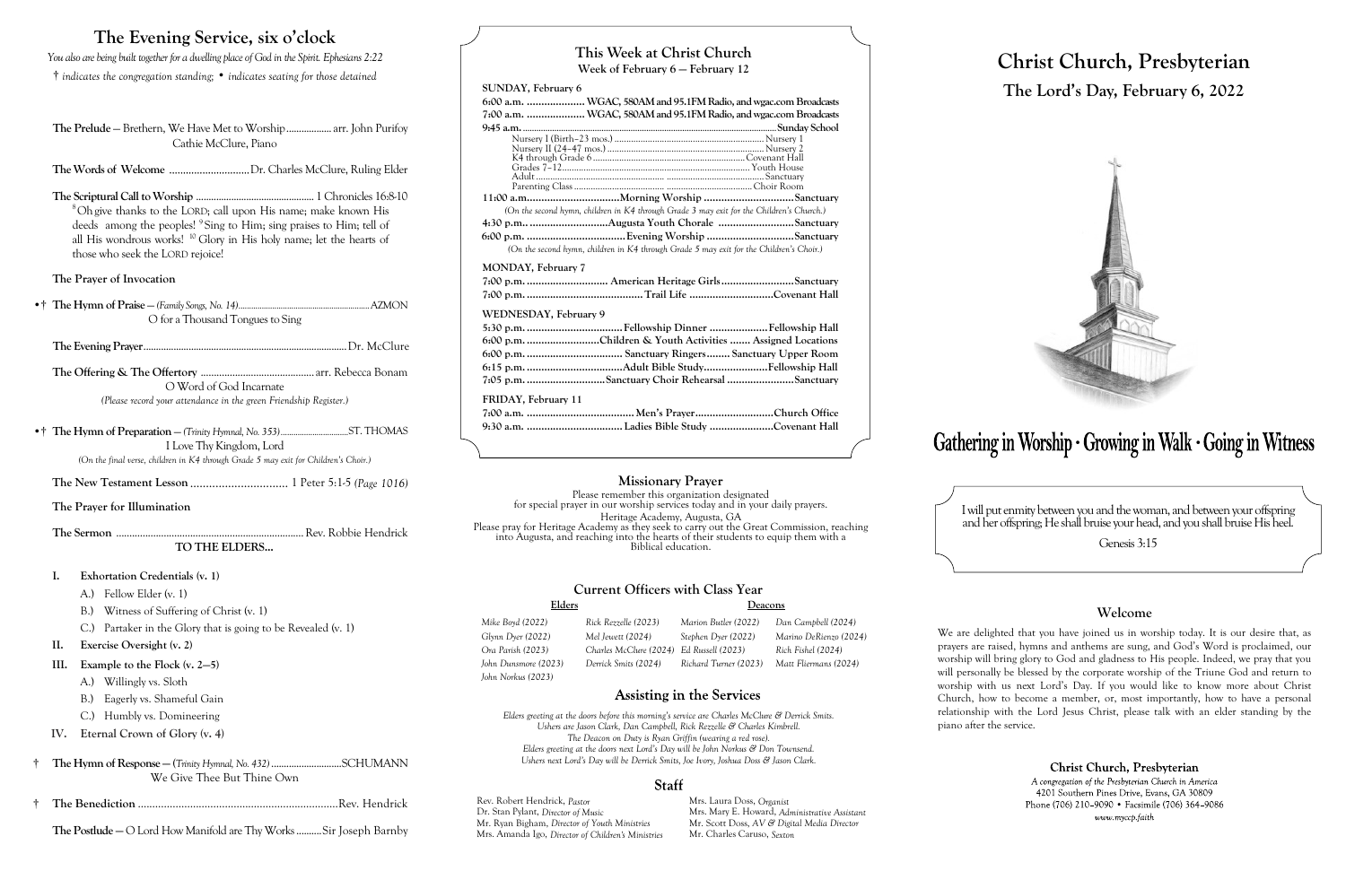# The Evening Service, six o'clock

*You also are being built together for a dwelling place of God in the Spirit. Ephesians 2:22*

† *indicates the congregation standing;* • *indicates seating for those detained*

**The Prelude** — Brethern, We Have Met to Worship .................. arr. John Purifoy
Cathie McClure, Piano

**The Words of Welcome** ............................ Dr. Charles McClure, Ruling Elder

**The Scriptural Call to Worship** ............................................... 1 Chronicles 16:8-10
[8] Oh give thanks to the LORD; call upon His name; make known His deeds among the peoples! [9] Sing to Him; sing praises to Him; tell of all His wondrous works! [10] Glory in His holy name; let the hearts of those who seek the LORD rejoice!

**The Prayer of Invocation**

•† **The Hymn of Praise** — *(Family Songs, No. 14)* ............................................ AZMON
O for a Thousand Tongues to Sing

**The Evening Prayer** .................................................................................. Dr. McClure

**The Offering & The Offertory** .......................................... arr. Rebecca Bonam
O Word of God Incarnate
*(Please record your attendance in the green Friendship Register.)*

•† **The Hymn of Preparation** — *(Trinity Hymnal, No. 353)* .............................. ST. THOMAS
I Love Thy Kingdom, Lord
*(On the final verse, children in K4 through Grade 5 may exit for Children's Choir.)*

**The New Testament Lesson** ................................ 1 Peter 5:1-5 *(Page 1016)*

**The Prayer for Illumination**

**The Sermon** ...................................................................... Rev. Robbie Hendrick

**TO THE ELDERS...**

- **I. Exhortation Credentials (v. 1)**
  - A.) Fellow Elder (v. 1)
  - B.) Witness of Suffering of Christ (v. 1)
  - C.) Partaker in the Glory that is going to be Revealed (v. 1)
- **II. Exercise Oversight (v. 2)**
- **III. Example to the Flock (v. 2—5)**
  - A.) Willingly vs. Sloth
  - B.) Eagerly vs. Shameful Gain
  - C.) Humbly vs. Domineering
- **IV. Eternal Crown of Glory (v. 4)**

† **The Hymn of Response** — *(Trinity Hymnal, No. 432)* ............................ SCHUMANN
We Give Thee But Thine Own

† **The Benediction** .................................................................... Rev. Hendrick

**The Postlude** — O Lord How Manifold are Thy Works .......... Sir Joseph Barnby

## This Week at Christ Church

**Week of February 6 — February 12**

**SUNDAY, February 6**

6:00 a.m. .................... WGAC, 580AM and 95.1FM Radio, and wgac.com Broadcasts
7:00 a.m. .................... WGAC, 580AM and 95.1FM Radio, and wgac.com Broadcasts
9:45 a.m. ........................................................................................ Sunday School
- Nursery I (Birth–23 mos.) ........................................ Nursery 1
- Nursery II (24–47 mos.) ........................................ Nursery 2
- K4 through Grade 6 ........................................ Covenant Hall
- Grades 7–12 ........................................ Youth House
- Adult ........................................ Sanctuary
- Parenting Class ........................................ Choir Room

11:00 a.m. ................................ Morning Worship ................................ Sanctuary
*(On the second hymn, children in K4 through Grade 3 may exit for the Children's Church.)*
4:30 p.m. ........................... Augusta Youth Chorale .......................... Sanctuary
6:00 p.m. .................................. Evening Worship .............................. Sanctuary
*(On the second hymn, children in K4 through Grade 5 may exit for the Children's Choir.)*

**MONDAY, February 7**

7:00 p.m. ............................ American Heritage Girls ......................... Sanctuary
7:00 p.m. ........................................ Trail Life ............................ Covenant Hall

**WEDNESDAY, February 9**

5:30 p.m. ................................. Fellowship Dinner .................... Fellowship Hall
6:00 p.m. ......................... Children & Youth Activities ....... Assigned Locations
6:00 p.m. ................................ Sanctuary Ringers ........ Sanctuary Upper Room
6:15 p.m. ................................ Adult Bible Study ...................... Fellowship Hall
7:05 p.m. ........................... Sanctuary Choir Rehearsal ....................... Sanctuary

**FRIDAY, February 11**

7:00 a.m. ..................................... Men's Prayer ........................... Church Office
9:30 a.m. ................................. Ladies Bible Study ...................... Covenant Hall

## Missionary Prayer

Please remember this organization designated for special prayer in our worship services today and in your daily prayers.
Heritage Academy, Augusta, GA
Please pray for Heritage Academy as they seek to carry out the Great Commission, reaching into Augusta, and reaching into the hearts of their students to equip them with a Biblical education.

## Current Officers with Class Year

| Elders | | Deacons | |
|---|---|---|---|
| *Mike Boyd (2022)* | *Rick Rezzelle (2023)* | *Marion Butler (2022)* | *Dan Campbell (2024)* |
| *Glynn Dyer (2022)* | *Mel Jewett (2024)* | *Stephen Dyer (2022)* | *Marino DeRienzo (2024)* |
| *Ora Parish (2023)* | *Charles McClure (2024)* | *Ed Russell (2023)* | *Rich Fishel (2024)* |
| *John Dunsmore (2023)* | *Derrick Smits (2024)* | *Richard Turner (2023)* | *Matt Fliermans (2024)* |
| *John Norkus (2023)* | | | |

## Assisting in the Services

*Elders greeting at the doors before this morning's service are Charles McClure & Derrick Smits.*
*Ushers are Jason Clark, Dan Campbell, Rick Rezzelle & Charles Kimbrell.*
*The Deacon on Duty is Ryan Griffin (wearing a red rose).*
*Elders greeting at the doors next Lord's Day will be John Norkus & Don Townsend.*
*Ushers next Lord's Day will be Derrick Smits, Joe Ivory, Joshua Doss & Jason Clark.*

## Staff

Rev. Robert Hendrick, *Pastor*
Dr. Stan Pylant, *Director of Music*
Mr. Ryan Bigham, *Director of Youth Ministries*
Mrs. Amanda Igo, *Director of Children's Ministries*
Mrs. Laura Doss, *Organist*
Mrs. Mary E. Howard, *Administrative Assistant*
Mr. Scott Doss, *AV & Digital Media Director*
Mr. Charles Caruso, *Sexton*

# Christ Church, Presbyterian

## The Lord's Day, February 6, 2022

**Gathering in Worship · Growing in Walk · Going in Witness**

I will put enmity between you and the woman, and between your offspring and her offspring; He shall bruise your head, and you shall bruise His heel.

Genesis 3:15

## Welcome

We are delighted that you have joined us in worship today. It is our desire that, as prayers are raised, hymns and anthems are sung, and God's Word is proclaimed, our worship will bring glory to God and gladness to His people. Indeed, we pray that you will personally be blessed by the corporate worship of the Triune God and return to worship with us next Lord's Day. If you would like to know more about Christ Church, how to become a member, or, most importantly, how to have a personal relationship with the Lord Jesus Christ, please talk with an elder standing by the piano after the service.

**Christ Church, Presbyterian**
*A congregation of the Presbyterian Church in America*
4201 Southern Pines Drive, Evans, GA 30809
Phone (706) 210-9090 • Facsimile (706) 364-9086
*www.myccp.faith*